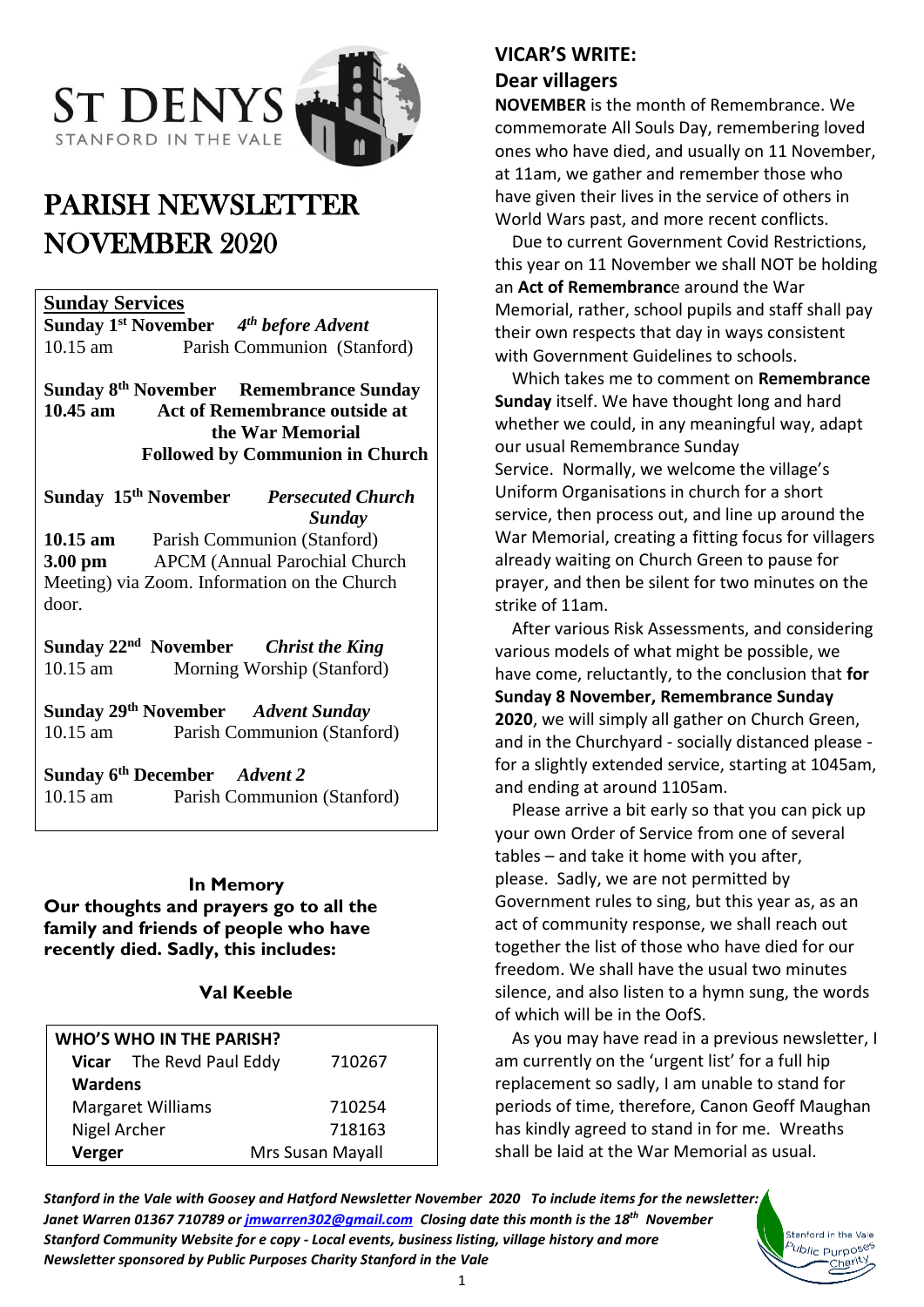# ST DENYS
STANFORD IN THE VALE

# PARISH NEWSLETTER NOVEMBER 2020

## Sunday Services

**Sunday 1st November** ***4th before Advent***
10.15 am Parish Communion (Stanford)

**Sunday 8th November Remembrance Sunday**
**10.45 am Act of Remembrance outside at the War Memorial**
**Followed by Communion in Church**

**Sunday 15th November** ***Persecuted Church Sunday***
**10.15 am** Parish Communion (Stanford)
**3.00 pm** APCM (Annual Parochial Church Meeting) via Zoom. Information on the Church door.

**Sunday 22nd November** ***Christ the King***
10.15 am Morning Worship (Stanford)

**Sunday 29th November** ***Advent Sunday***
10.15 am Parish Communion (Stanford)

**Sunday 6th December** ***Advent 2***
10.15 am Parish Communion (Stanford)

### In Memory

**Our thoughts and prayers go to all the family and friends of people who have recently died. Sadly, this includes:**

**Val Keeble**

| WHO'S WHO IN THE PARISH? | |
|---|---|
| **Vicar** The Revd Paul Eddy | 710267 |
| **Wardens** | |
| Margaret Williams | 710254 |
| Nigel Archer | 718163 |
| **Verger** | Mrs Susan Mayall |

## VICAR'S WRITE:

### Dear villagers

**NOVEMBER** is the month of Remembrance. We commemorate All Souls Day, remembering loved ones who have died, and usually on 11 November, at 11am, we gather and remember those who have given their lives in the service of others in World Wars past, and more recent conflicts.

Due to current Government Covid Restrictions, this year on 11 November we shall NOT be holding an **Act of Remembranc**e around the War Memorial, rather, school pupils and staff shall pay their own respects that day in ways consistent with Government Guidelines to schools.

Which takes me to comment on **Remembrance Sunday** itself. We have thought long and hard whether we could, in any meaningful way, adapt our usual Remembrance Sunday Service. Normally, we welcome the village's Uniform Organisations in church for a short service, then process out, and line up around the War Memorial, creating a fitting focus for villagers already waiting on Church Green to pause for prayer, and then be silent for two minutes on the strike of 11am.

After various Risk Assessments, and considering various models of what might be possible, we have come, reluctantly, to the conclusion that **for Sunday 8 November, Remembrance Sunday 2020**, we will simply all gather on Church Green, and in the Churchyard - socially distanced please - for a slightly extended service, starting at 1045am, and ending at around 1105am.

Please arrive a bit early so that you can pick up your own Order of Service from one of several tables – and take it home with you after, please. Sadly, we are not permitted by Government rules to sing, but this year as, as an act of community response, we shall reach out together the list of those who have died for our freedom. We shall have the usual two minutes silence, and also listen to a hymn sung, the words of which will be in the OofS.

As you may have read in a previous newsletter, I am currently on the 'urgent list' for a full hip replacement so sadly, I am unable to stand for periods of time, therefore, Canon Geoff Maughan has kindly agreed to stand in for me. Wreaths shall be laid at the War Memorial as usual.

***Stanford in the Vale with Goosey and Hatford Newsletter November 2020 To include items for the newsletter: Janet Warren 01367 710789 or [jmwarren302@gmail.com](mailto:jmwarren302@gmail.com) Closing date this month is the 18th November***
***Stanford Community Website for e copy - Local events, business listing, village history and more***
***Newsletter sponsored by Public Purposes Charity Stanford in the Vale***

Stanford in the Vale Public Purposes Charity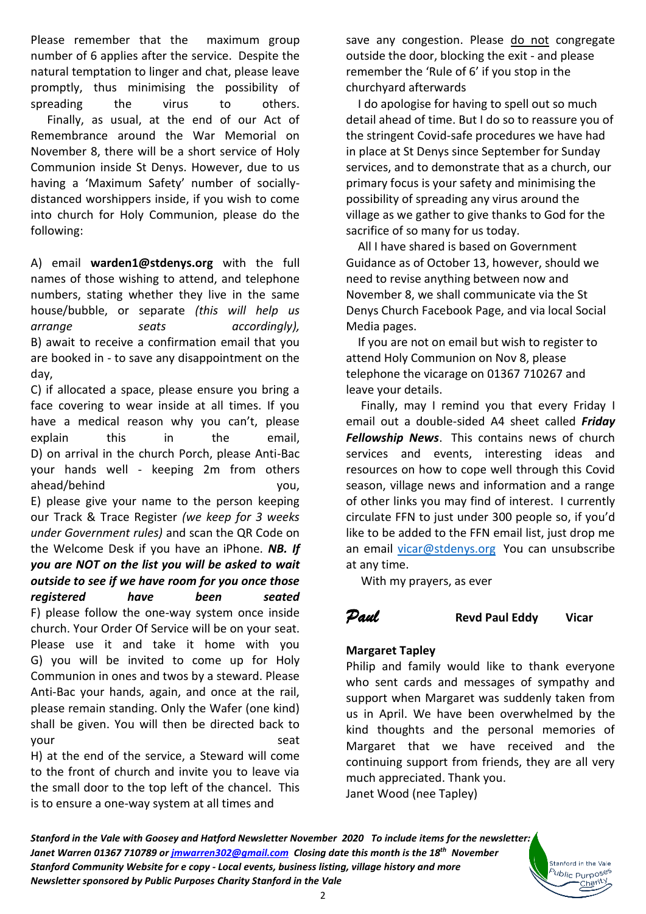Please remember that the maximum group number of 6 applies after the service. Despite the natural temptation to linger and chat, please leave promptly, thus minimising the possibility of spreading the virus to others.

Finally, as usual, at the end of our Act of Remembrance around the War Memorial on November 8, there will be a short service of Holy Communion inside St Denys. However, due to us having a 'Maximum Safety' number of socially-distanced worshippers inside, if you wish to come into church for Holy Communion, please do the following:

A) email **warden1@stdenys.org** with the full names of those wishing to attend, and telephone numbers, stating whether they live in the same house/bubble, or separate *(this will help us arrange seats accordingly),*

B) await to receive a confirmation email that you are booked in - to save any disappointment on the day,

C) if allocated a space, please ensure you bring a face covering to wear inside at all times. If you have a medical reason why you can't, please explain this in the email,

D) on arrival in the church Porch, please Anti-Bac your hands well - keeping 2m from others ahead/behind you,

E) please give your name to the person keeping our Track & Trace Register *(we keep for 3 weeks under Government rules)* and scan the QR Code on the Welcome Desk if you have an iPhone. ***NB. If you are NOT on the list you will be asked to wait outside to see if we have room for you once those registered have been seated***

F) please follow the one-way system once inside church. Your Order Of Service will be on your seat. Please use it and take it home with you

G) you will be invited to come up for Holy Communion in ones and twos by a steward. Please Anti-Bac your hands, again, and once at the rail, please remain standing. Only the Wafer (one kind) shall be given. You will then be directed back to your seat

H) at the end of the service, a Steward will come to the front of church and invite you to leave via the small door to the top left of the chancel. This is to ensure a one-way system at all times and save any congestion. Please do not congregate outside the door, blocking the exit - and please remember the 'Rule of 6' if you stop in the churchyard afterwards

I do apologise for having to spell out so much detail ahead of time. But I do so to reassure you of the stringent Covid-safe procedures we have had in place at St Denys since September for Sunday services, and to demonstrate that as a church, our primary focus is your safety and minimising the possibility of spreading any virus around the village as we gather to give thanks to God for the sacrifice of so many for us today.

All I have shared is based on Government Guidance as of October 13, however, should we need to revise anything between now and November 8, we shall communicate via the St Denys Church Facebook Page, and via local Social Media pages.

If you are not on email but wish to register to attend Holy Communion on Nov 8, please telephone the vicarage on 01367 710267 and leave your details.

Finally, may I remind you that every Friday I email out a double-sided A4 sheet called ***Friday Fellowship News***. This contains news of church services and events, interesting ideas and resources on how to cope well through this Covid season, village news and information and a range of other links you may find of interest. I currently circulate FFN to just under 300 people so, if you'd like to be added to the FFN email list, just drop me an email vicar@stdenys.org You can unsubscribe at any time.

With my prayers, as ever

*Paul* **Revd Paul Eddy Vicar**

**Margaret Tapley**

Philip and family would like to thank everyone who sent cards and messages of sympathy and support when Margaret was suddenly taken from us in April. We have been overwhelmed by the kind thoughts and the personal memories of Margaret that we have received and the continuing support from friends, they are all very much appreciated. Thank you.

Janet Wood (nee Tapley)

***Stanford in the Vale with Goosey and Hatford Newsletter November 2020 To include items for the newsletter: Janet Warren 01367 710789 or jmwarren302@gmail.com Closing date this month is the 18th November Stanford Community Website for e copy - Local events, business listing, village history and more Newsletter sponsored by Public Purposes Charity Stanford in the Vale***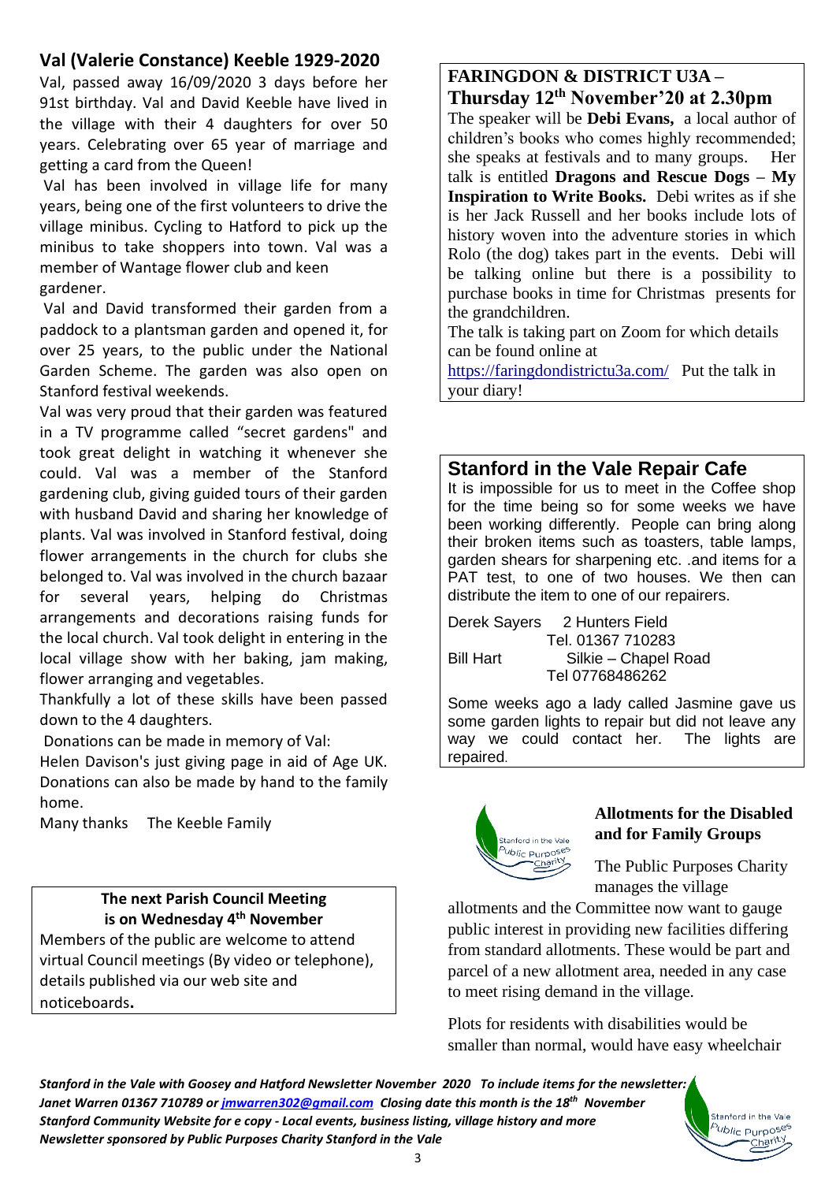## Val (Valerie Constance) Keeble 1929-2020

Val, passed away 16/09/2020 3 days before her 91st birthday. Val and David Keeble have lived in the village with their 4 daughters for over 50 years. Celebrating over 65 year of marriage and getting a card from the Queen!

Val has been involved in village life for many years, being one of the first volunteers to drive the village minibus. Cycling to Hatford to pick up the minibus to take shoppers into town. Val was a member of Wantage flower club and keen gardener.

Val and David transformed their garden from a paddock to a plantsman garden and opened it, for over 25 years, to the public under the National Garden Scheme. The garden was also open on Stanford festival weekends.

Val was very proud that their garden was featured in a TV programme called "secret gardens" and took great delight in watching it whenever she could. Val was a member of the Stanford gardening club, giving guided tours of their garden with husband David and sharing her knowledge of plants. Val was involved in Stanford festival, doing flower arrangements in the church for clubs she belonged to. Val was involved in the church bazaar for several years, helping do Christmas arrangements and decorations raising funds for the local church. Val took delight in entering in the local village show with her baking, jam making, flower arranging and vegetables.

Thankfully a lot of these skills have been passed down to the 4 daughters.

Donations can be made in memory of Val:

Helen Davison's just giving page in aid of Age UK. Donations can also be made by hand to the family home.

Many thanks The Keeble Family

**The next Parish Council Meeting is on Wednesday 4th November**

Members of the public are welcome to attend virtual Council meetings (By video or telephone), details published via our web site and noticeboards**.**

## FARINGDON & DISTRICT U3A – Thursday 12th November'20 at 2.30pm

The speaker will be **Debi Evans,** a local author of children's books who comes highly recommended; she speaks at festivals and to many groups. Her talk is entitled **Dragons and Rescue Dogs – My Inspiration to Write Books.** Debi writes as if she is her Jack Russell and her books include lots of history woven into the adventure stories in which Rolo (the dog) takes part in the events. Debi will be talking online but there is a possibility to purchase books in time for Christmas presents for the grandchildren.

The talk is taking part on Zoom for which details can be found online at https://faringdondistrictu3a.com/ Put the talk in your diary!

## Stanford in the Vale Repair Cafe

It is impossible for us to meet in the Coffee shop for the time being so for some weeks we have been working differently. People can bring along their broken items such as toasters, table lamps, garden shears for sharpening etc. .and items for a PAT test, to one of two houses. We then can distribute the item to one of our repairers.

Derek Sayers 2 Hunters Field
Tel. 01367 710283

Bill Hart Silkie – Chapel Road
Tel 07768486262

Some weeks ago a lady called Jasmine gave us some garden lights to repair but did not leave any way we could contact her. The lights are repaired.

### Allotments for the Disabled and for Family Groups

The Public Purposes Charity manages the village allotments and the Committee now want to gauge public interest in providing new facilities differing from standard allotments. These would be part and parcel of a new allotment area, needed in any case to meet rising demand in the village.

Plots for residents with disabilities would be smaller than normal, would have easy wheelchair

*Stanford in the Vale with Goosey and Hatford Newsletter November 2020 To include items for the newsletter: Janet Warren 01367 710789 or jmwarren302@gmail.com Closing date this month is the 18th November*
*Stanford Community Website for e copy - Local events, business listing, village history and more*
*Newsletter sponsored by Public Purposes Charity Stanford in the Vale*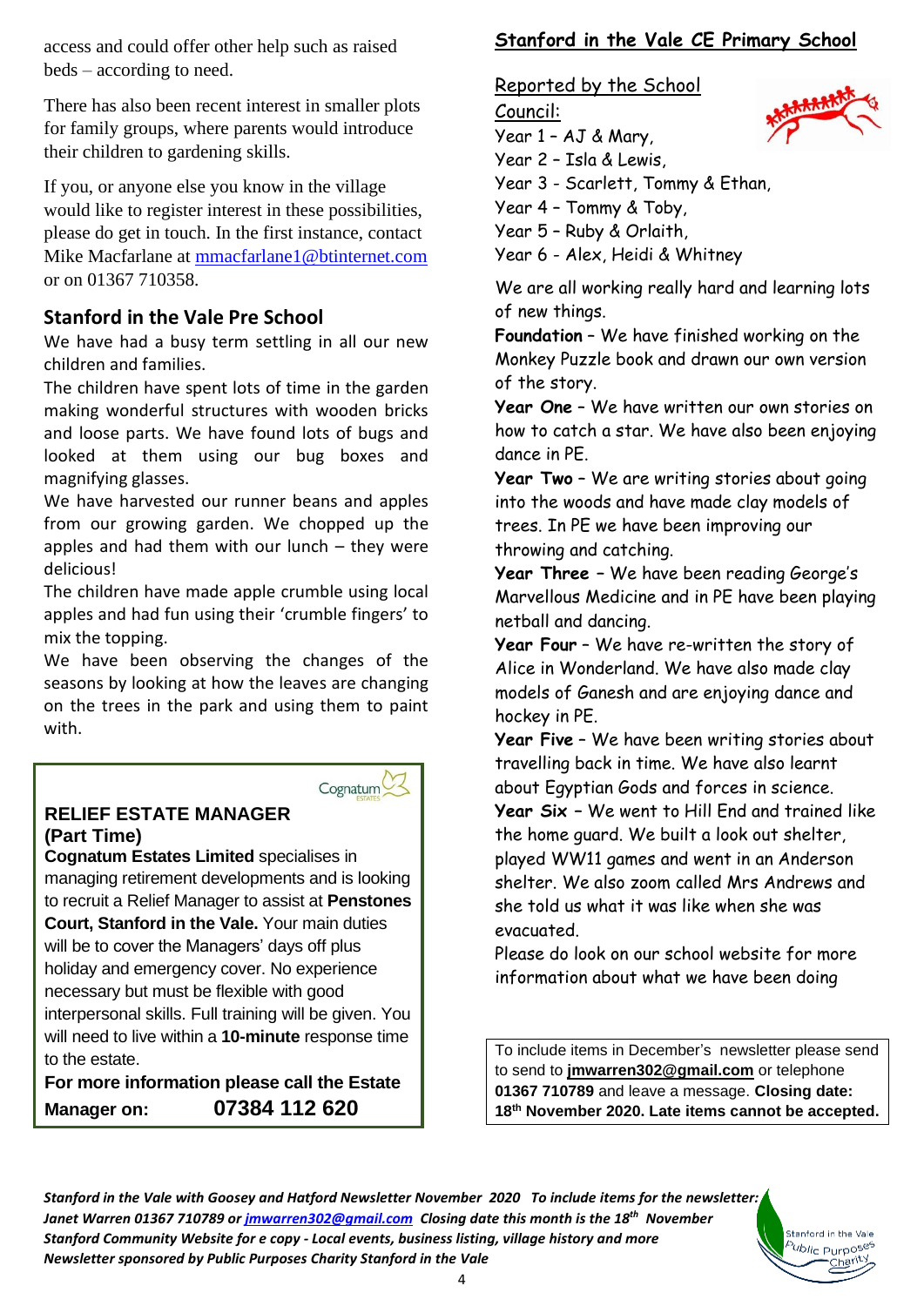access and could offer other help such as raised beds – according to need.

There has also been recent interest in smaller plots for family groups, where parents would introduce their children to gardening skills.

If you, or anyone else you know in the village would like to register interest in these possibilities, please do get in touch. In the first instance, contact Mike Macfarlane at mmacfarlane1@btinternet.com or on 01367 710358.

## Stanford in the Vale Pre School

We have had a busy term settling in all our new children and families.

The children have spent lots of time in the garden making wonderful structures with wooden bricks and loose parts. We have found lots of bugs and looked at them using our bug boxes and magnifying glasses.

We have harvested our runner beans and apples from our growing garden. We chopped up the apples and had them with our lunch – they were delicious!

The children have made apple crumble using local apples and had fun using their 'crumble fingers' to mix the topping.

We have been observing the changes of the seasons by looking at how the leaves are changing on the trees in the park and using them to paint with.

---

Cognatum ESTATES

**RELIEF ESTATE MANAGER**
**(Part Time)**

**Cognatum Estates Limited** specialises in managing retirement developments and is looking to recruit a Relief Manager to assist at **Penstones Court, Stanford in the Vale.** Your main duties will be to cover the Managers' days off plus holiday and emergency cover. No experience necessary but must be flexible with good interpersonal skills. Full training will be given. You will need to live within a **10-minute** response time to the estate.

**For more information please call the Estate Manager on: 07384 112 620**

---

## Stanford in the Vale CE Primary School

Reported by the School Council:

Year 1 – AJ & Mary,
Year 2 – Isla & Lewis,
Year 3 - Scarlett, Tommy & Ethan,
Year 4 – Tommy & Toby,
Year 5 – Ruby & Orlaith,
Year 6 - Alex, Heidi & Whitney

We are all working really hard and learning lots of new things.

**Foundation** – We have finished working on the Monkey Puzzle book and drawn our own version of the story.

**Year One** – We have written our own stories on how to catch a star. We have also been enjoying dance in PE.

**Year Two** – We are writing stories about going into the woods and have made clay models of trees. In PE we have been improving our throwing and catching.

**Year Three** – We have been reading George's Marvellous Medicine and in PE have been playing netball and dancing.

**Year Four** – We have re-written the story of Alice in Wonderland. We have also made clay models of Ganesh and are enjoying dance and hockey in PE.

**Year Five** – We have been writing stories about travelling back in time. We have also learnt about Egyptian Gods and forces in science.

**Year Six** – We went to Hill End and trained like the home guard. We built a look out shelter, played WW11 games and went in an Anderson shelter. We also zoom called Mrs Andrews and she told us what it was like when she was evacuated.

Please do look on our school website for more information about what we have been doing

---

To include items in December's newsletter please send to send to **jmwarren302@gmail.com** or telephone **01367 710789** and leave a message. **Closing date: 18th November 2020. Late items cannot be accepted.**

---

***Stanford in the Vale with Goosey and Hatford Newsletter November 2020 To include items for the newsletter: Janet Warren 01367 710789 or jmwarren302@gmail.com Closing date this month is the 18th November***
***Stanford Community Website for e copy - Local events, business listing, village history and more***
***Newsletter sponsored by Public Purposes Charity Stanford in the Vale***

Stanford in the Vale Public Purposes Charity